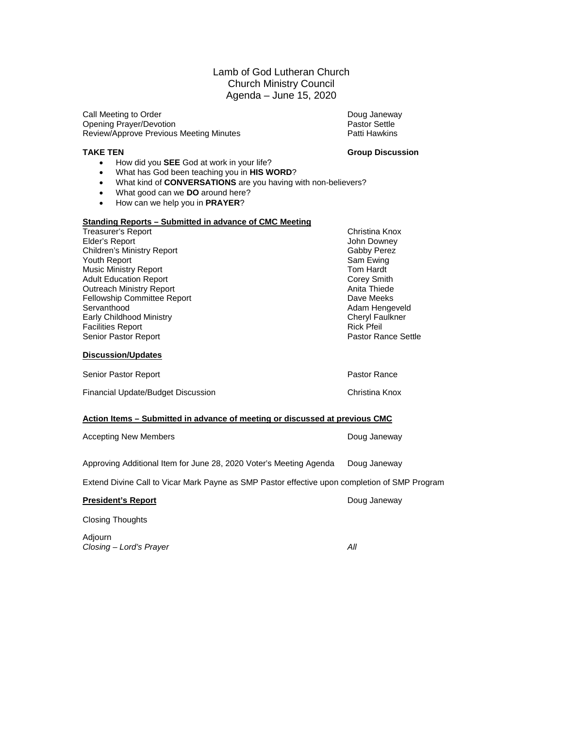# Lamb of God Lutheran Church
## Church Ministry Council
## Agenda – June 15, 2020

| | |
|---|---|
| Call Meeting to Order | Doug Janeway |
| Opening Prayer/Devotion | Pastor Settle |
| Review/Approve Previous Meeting Minutes | Patti Hawkins |

**TAKE TEN** — **Group Discussion**

- How did you **SEE** God at work in your life?
- What has God been teaching you in **HIS WORD**?
- What kind of **CONVERSATIONS** are you having with non-believers?
- What good can we **DO** around here?
- How can we help you in **PRAYER**?

**Standing Reports – Submitted in advance of CMC Meeting**

| | |
|---|---|
| Treasurer's Report | Christina Knox |
| Elder's Report | John Downey |
| Children's Ministry Report | Gabby Perez |
| Youth Report | Sam Ewing |
| Music Ministry Report | Tom Hardt |
| Adult Education Report | Corey Smith |
| Outreach Ministry Report | Anita Thiede |
| Fellowship Committee Report | Dave Meeks |
| Servanthood | Adam Hengeveld |
| Early Childhood Ministry | Cheryl Faulkner |
| Facilities Report | Rick Pfeil |
| Senior Pastor Report | Pastor Rance Settle |

**Discussion/Updates**

| | |
|---|---|
| Senior Pastor Report | Pastor Rance |
| Financial Update/Budget Discussion | Christina Knox |

**Action Items – Submitted in advance of meeting or discussed at previous CMC**

| | |
|---|---|
| Accepting New Members | Doug Janeway |
| Approving Additional Item for June 28, 2020 Voter's Meeting Agenda | Doug Janeway |

Extend Divine Call to Vicar Mark Payne as SMP Pastor effective upon completion of SMP Program

**President's Report** — Doug Janeway

Closing Thoughts

Adjourn

*Closing – Lord's Prayer* — *All*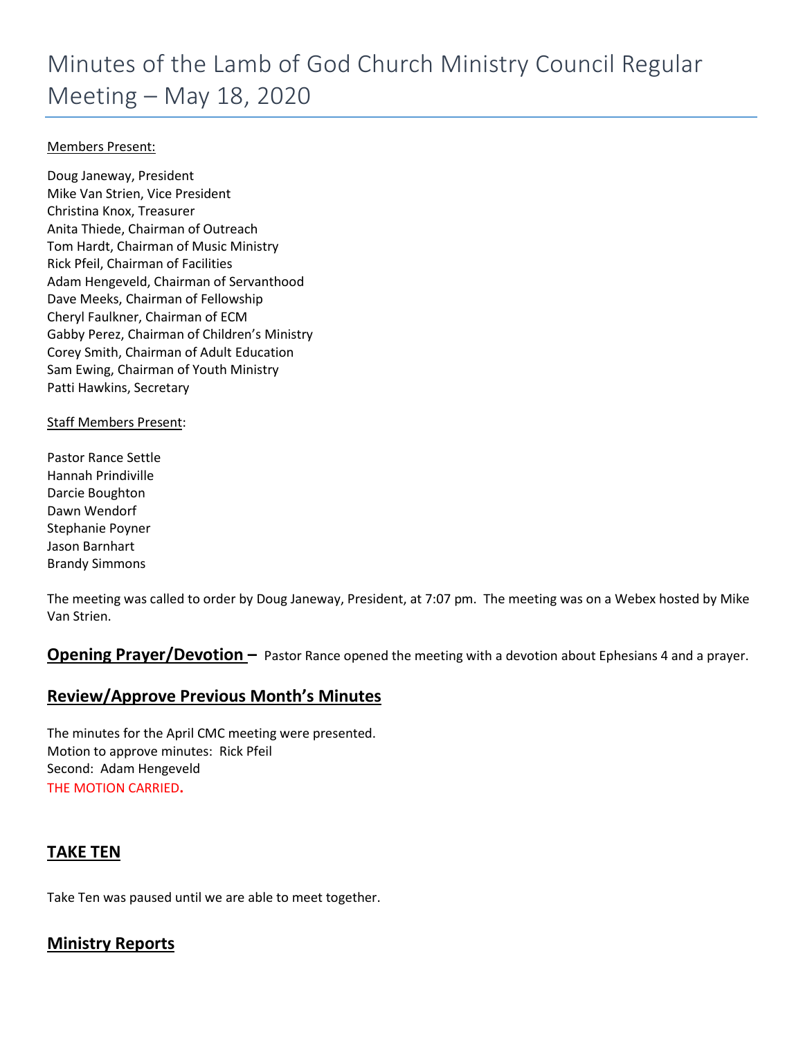# Minutes of the Lamb of God Church Ministry Council Regular Meeting – May 18, 2020

Members Present:

Doug Janeway, President
Mike Van Strien, Vice President
Christina Knox, Treasurer
Anita Thiede, Chairman of Outreach
Tom Hardt, Chairman of Music Ministry
Rick Pfeil, Chairman of Facilities
Adam Hengeveld, Chairman of Servanthood
Dave Meeks, Chairman of Fellowship
Cheryl Faulkner, Chairman of ECM
Gabby Perez, Chairman of Children's Ministry
Corey Smith, Chairman of Adult Education
Sam Ewing, Chairman of Youth Ministry
Patti Hawkins, Secretary

Staff Members Present:

Pastor Rance Settle
Hannah Prindiville
Darcie Boughton
Dawn Wendorf
Stephanie Poyner
Jason Barnhart
Brandy Simmons

The meeting was called to order by Doug Janeway, President, at 7:07 pm. The meeting was on a Webex hosted by Mike Van Strien.

**Opening Prayer/Devotion –** Pastor Rance opened the meeting with a devotion about Ephesians 4 and a prayer.

## Review/Approve Previous Month's Minutes

The minutes for the April CMC meeting were presented.
Motion to approve minutes: Rick Pfeil
Second: Adam Hengeveld
THE MOTION CARRIED.

## TAKE TEN

Take Ten was paused until we are able to meet together.

## Ministry Reports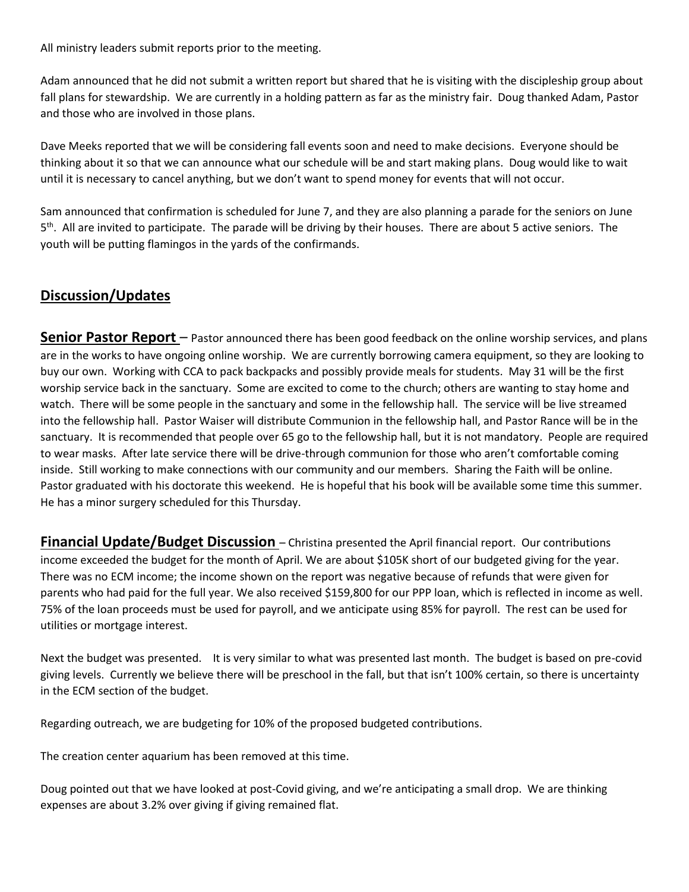All ministry leaders submit reports prior to the meeting.

Adam announced that he did not submit a written report but shared that he is visiting with the discipleship group about fall plans for stewardship. We are currently in a holding pattern as far as the ministry fair. Doug thanked Adam, Pastor and those who are involved in those plans.

Dave Meeks reported that we will be considering fall events soon and need to make decisions. Everyone should be thinking about it so that we can announce what our schedule will be and start making plans. Doug would like to wait until it is necessary to cancel anything, but we don't want to spend money for events that will not occur.

Sam announced that confirmation is scheduled for June 7, and they are also planning a parade for the seniors on June 5th. All are invited to participate. The parade will be driving by their houses. There are about 5 active seniors. The youth will be putting flamingos in the yards of the confirmands.

## Discussion/Updates

**Senior Pastor Report** – Pastor announced there has been good feedback on the online worship services, and plans are in the works to have ongoing online worship. We are currently borrowing camera equipment, so they are looking to buy our own. Working with CCA to pack backpacks and possibly provide meals for students. May 31 will be the first worship service back in the sanctuary. Some are excited to come to the church; others are wanting to stay home and watch. There will be some people in the sanctuary and some in the fellowship hall. The service will be live streamed into the fellowship hall. Pastor Waiser will distribute Communion in the fellowship hall, and Pastor Rance will be in the sanctuary. It is recommended that people over 65 go to the fellowship hall, but it is not mandatory. People are required to wear masks. After late service there will be drive-through communion for those who aren't comfortable coming inside. Still working to make connections with our community and our members. Sharing the Faith will be online. Pastor graduated with his doctorate this weekend. He is hopeful that his book will be available some time this summer. He has a minor surgery scheduled for this Thursday.

**Financial Update/Budget Discussion** – Christina presented the April financial report. Our contributions income exceeded the budget for the month of April. We are about $105K short of our budgeted giving for the year. There was no ECM income; the income shown on the report was negative because of refunds that were given for parents who had paid for the full year. We also received $159,800 for our PPP loan, which is reflected in income as well. 75% of the loan proceeds must be used for payroll, and we anticipate using 85% for payroll. The rest can be used for utilities or mortgage interest.

Next the budget was presented. It is very similar to what was presented last month. The budget is based on pre-covid giving levels. Currently we believe there will be preschool in the fall, but that isn't 100% certain, so there is uncertainty in the ECM section of the budget.

Regarding outreach, we are budgeting for 10% of the proposed budgeted contributions.

The creation center aquarium has been removed at this time.

Doug pointed out that we have looked at post-Covid giving, and we're anticipating a small drop. We are thinking expenses are about 3.2% over giving if giving remained flat.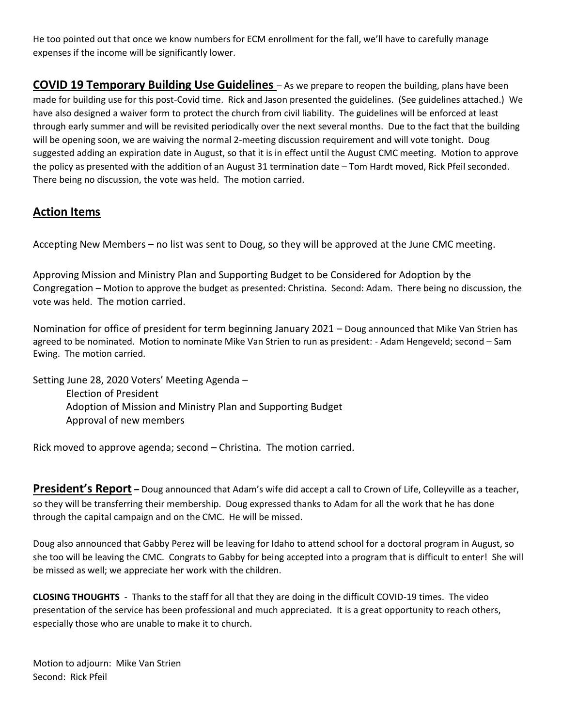He too pointed out that once we know numbers for ECM enrollment for the fall, we'll have to carefully manage expenses if the income will be significantly lower.

**COVID 19 Temporary Building Use Guidelines** – As we prepare to reopen the building, plans have been made for building use for this post-Covid time. Rick and Jason presented the guidelines. (See guidelines attached.) We have also designed a waiver form to protect the church from civil liability. The guidelines will be enforced at least through early summer and will be revisited periodically over the next several months. Due to the fact that the building will be opening soon, we are waiving the normal 2-meeting discussion requirement and will vote tonight. Doug suggested adding an expiration date in August, so that it is in effect until the August CMC meeting. Motion to approve the policy as presented with the addition of an August 31 termination date – Tom Hardt moved, Rick Pfeil seconded. There being no discussion, the vote was held. The motion carried.

## Action Items

Accepting New Members – no list was sent to Doug, so they will be approved at the June CMC meeting.

Approving Mission and Ministry Plan and Supporting Budget to be Considered for Adoption by the Congregation – Motion to approve the budget as presented: Christina. Second: Adam. There being no discussion, the vote was held. The motion carried.

Nomination for office of president for term beginning January 2021 – Doug announced that Mike Van Strien has agreed to be nominated. Motion to nominate Mike Van Strien to run as president: - Adam Hengeveld; second – Sam Ewing. The motion carried.

Setting June 28, 2020 Voters' Meeting Agenda –

- Election of President
- Adoption of Mission and Ministry Plan and Supporting Budget
- Approval of new members

Rick moved to approve agenda; second – Christina. The motion carried.

**President's Report** – Doug announced that Adam's wife did accept a call to Crown of Life, Colleyville as a teacher, so they will be transferring their membership. Doug expressed thanks to Adam for all the work that he has done through the capital campaign and on the CMC. He will be missed.

Doug also announced that Gabby Perez will be leaving for Idaho to attend school for a doctoral program in August, so she too will be leaving the CMC. Congrats to Gabby for being accepted into a program that is difficult to enter! She will be missed as well; we appreciate her work with the children.

**CLOSING THOUGHTS** - Thanks to the staff for all that they are doing in the difficult COVID-19 times. The video presentation of the service has been professional and much appreciated. It is a great opportunity to reach others, especially those who are unable to make it to church.

Motion to adjourn: Mike Van Strien
Second: Rick Pfeil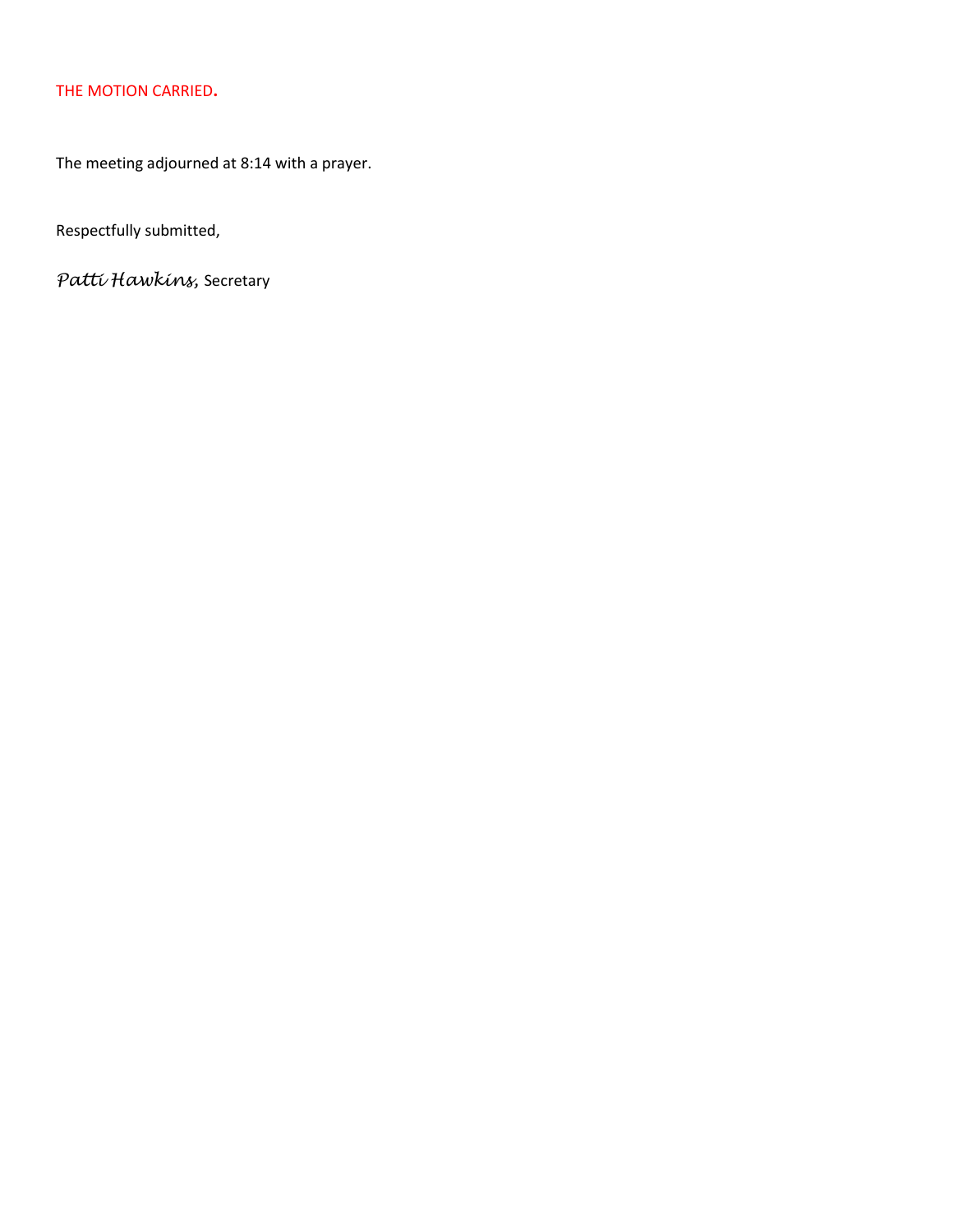THE MOTION CARRIED.

The meeting adjourned at 8:14 with a prayer.

Respectfully submitted,

*Patti Hawkins*, Secretary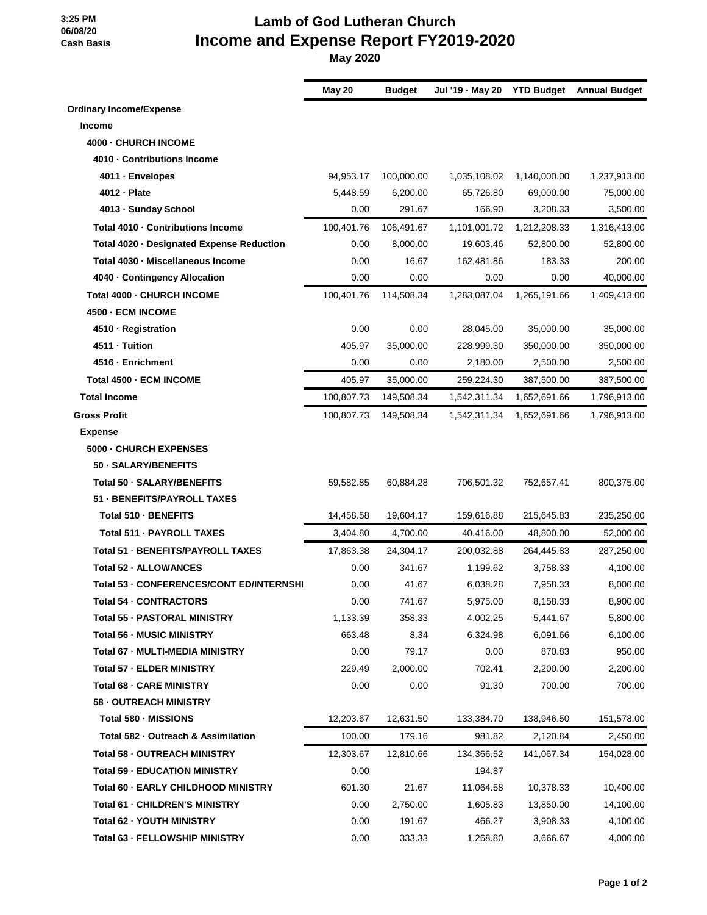3:25 PM
06/08/20
Cash Basis

# Lamb of God Lutheran Church
## Income and Expense Report FY2019-2020
### May 2020

| | May 20 | Budget | Jul '19 - May 20 | YTD Budget | Annual Budget |
|---|---|---|---|---|---|
| **Ordinary Income/Expense** | | | | | |
| **Income** | | | | | |
| **4000 · CHURCH INCOME** | | | | | |
| **4010 · Contributions Income** | | | | | |
| **4011 · Envelopes** | 94,953.17 | 100,000.00 | 1,035,108.02 | 1,140,000.00 | 1,237,913.00 |
| **4012 · Plate** | 5,448.59 | 6,200.00 | 65,726.80 | 69,000.00 | 75,000.00 |
| **4013 · Sunday School** | 0.00 | 291.67 | 166.90 | 3,208.33 | 3,500.00 |
| **Total 4010 · Contributions Income** | 100,401.76 | 106,491.67 | 1,101,001.72 | 1,212,208.33 | 1,316,413.00 |
| **Total 4020 · Designated Expense Reduction** | 0.00 | 8,000.00 | 19,603.46 | 52,800.00 | 52,800.00 |
| **Total 4030 · Miscellaneous Income** | 0.00 | 16.67 | 162,481.86 | 183.33 | 200.00 |
| **4040 · Contingency Allocation** | 0.00 | 0.00 | 0.00 | 0.00 | 40,000.00 |
| **Total 4000 · CHURCH INCOME** | 100,401.76 | 114,508.34 | 1,283,087.04 | 1,265,191.66 | 1,409,413.00 |
| **4500 · ECM INCOME** | | | | | |
| **4510 · Registration** | 0.00 | 0.00 | 28,045.00 | 35,000.00 | 35,000.00 |
| **4511 · Tuition** | 405.97 | 35,000.00 | 228,999.30 | 350,000.00 | 350,000.00 |
| **4516 · Enrichment** | 0.00 | 0.00 | 2,180.00 | 2,500.00 | 2,500.00 |
| **Total 4500 · ECM INCOME** | 405.97 | 35,000.00 | 259,224.30 | 387,500.00 | 387,500.00 |
| **Total Income** | 100,807.73 | 149,508.34 | 1,542,311.34 | 1,652,691.66 | 1,796,913.00 |
| **Gross Profit** | 100,807.73 | 149,508.34 | 1,542,311.34 | 1,652,691.66 | 1,796,913.00 |
| **Expense** | | | | | |
| **5000 · CHURCH EXPENSES** | | | | | |
| **50 · SALARY/BENEFITS** | | | | | |
| **Total 50 · SALARY/BENEFITS** | 59,582.85 | 60,884.28 | 706,501.32 | 752,657.41 | 800,375.00 |
| **51 · BENEFITS/PAYROLL TAXES** | | | | | |
| **Total 510 · BENEFITS** | 14,458.58 | 19,604.17 | 159,616.88 | 215,645.83 | 235,250.00 |
| **Total 511 · PAYROLL TAXES** | 3,404.80 | 4,700.00 | 40,416.00 | 48,800.00 | 52,000.00 |
| **Total 51 · BENEFITS/PAYROLL TAXES** | 17,863.38 | 24,304.17 | 200,032.88 | 264,445.83 | 287,250.00 |
| **Total 52 · ALLOWANCES** | 0.00 | 341.67 | 1,199.62 | 3,758.33 | 4,100.00 |
| **Total 53 · CONFERENCES/CONT ED/INTERNSHI** | 0.00 | 41.67 | 6,038.28 | 7,958.33 | 8,000.00 |
| **Total 54 · CONTRACTORS** | 0.00 | 741.67 | 5,975.00 | 8,158.33 | 8,900.00 |
| **Total 55 · PASTORAL MINISTRY** | 1,133.39 | 358.33 | 4,002.25 | 5,441.67 | 5,800.00 |
| **Total 56 · MUSIC MINISTRY** | 663.48 | 8.34 | 6,324.98 | 6,091.66 | 6,100.00 |
| **Total 67 · MULTI-MEDIA MINISTRY** | 0.00 | 79.17 | 0.00 | 870.83 | 950.00 |
| **Total 57 · ELDER MINISTRY** | 229.49 | 2,000.00 | 702.41 | 2,200.00 | 2,200.00 |
| **Total 68 · CARE MINISTRY** | 0.00 | 0.00 | 91.30 | 700.00 | 700.00 |
| **58 · OUTREACH MINISTRY** | | | | | |
| **Total 580 · MISSIONS** | 12,203.67 | 12,631.50 | 133,384.70 | 138,946.50 | 151,578.00 |
| **Total 582 · Outreach & Assimilation** | 100.00 | 179.16 | 981.82 | 2,120.84 | 2,450.00 |
| **Total 58 · OUTREACH MINISTRY** | 12,303.67 | 12,810.66 | 134,366.52 | 141,067.34 | 154,028.00 |
| **Total 59 · EDUCATION MINISTRY** | 0.00 | | 194.87 | | |
| **Total 60 · EARLY CHILDHOOD MINISTRY** | 601.30 | 21.67 | 11,064.58 | 10,378.33 | 10,400.00 |
| **Total 61 · CHILDREN'S MINISTRY** | 0.00 | 2,750.00 | 1,605.83 | 13,850.00 | 14,100.00 |
| **Total 62 · YOUTH MINISTRY** | 0.00 | 191.67 | 466.27 | 3,908.33 | 4,100.00 |
| **Total 63 · FELLOWSHIP MINISTRY** | 0.00 | 333.33 | 1,268.80 | 3,666.67 | 4,000.00 |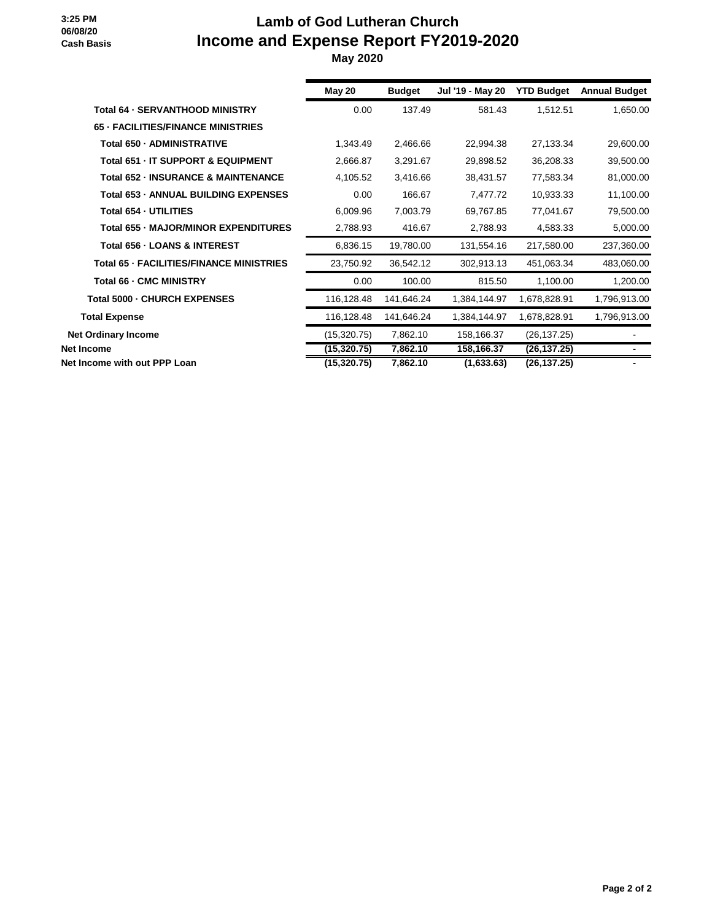3:25 PM
06/08/20
Cash Basis

# Lamb of God Lutheran Church
## Income and Expense Report FY2019-2020
### May 2020

| | May 20 | Budget | Jul '19 - May 20 | YTD Budget | Annual Budget |
|---|---|---|---|---|---|
| **Total 64 · SERVANTHOOD MINISTRY** | 0.00 | 137.49 | 581.43 | 1,512.51 | 1,650.00 |
| **65 · FACILITIES/FINANCE MINISTRIES** | | | | | |
| **Total 650 · ADMINISTRATIVE** | 1,343.49 | 2,466.66 | 22,994.38 | 27,133.34 | 29,600.00 |
| **Total 651 · IT SUPPORT & EQUIPMENT** | 2,666.87 | 3,291.67 | 29,898.52 | 36,208.33 | 39,500.00 |
| **Total 652 · INSURANCE & MAINTENANCE** | 4,105.52 | 3,416.66 | 38,431.57 | 77,583.34 | 81,000.00 |
| **Total 653 · ANNUAL BUILDING EXPENSES** | 0.00 | 166.67 | 7,477.72 | 10,933.33 | 11,100.00 |
| **Total 654 · UTILITIES** | 6,009.96 | 7,003.79 | 69,767.85 | 77,041.67 | 79,500.00 |
| **Total 655 · MAJOR/MINOR EXPENDITURES** | 2,788.93 | 416.67 | 2,788.93 | 4,583.33 | 5,000.00 |
| **Total 656 · LOANS & INTEREST** | 6,836.15 | 19,780.00 | 131,554.16 | 217,580.00 | 237,360.00 |
| **Total 65 · FACILITIES/FINANCE MINISTRIES** | 23,750.92 | 36,542.12 | 302,913.13 | 451,063.34 | 483,060.00 |
| **Total 66 · CMC MINISTRY** | 0.00 | 100.00 | 815.50 | 1,100.00 | 1,200.00 |
| **Total 5000 · CHURCH EXPENSES** | 116,128.48 | 141,646.24 | 1,384,144.97 | 1,678,828.91 | 1,796,913.00 |
| **Total Expense** | 116,128.48 | 141,646.24 | 1,384,144.97 | 1,678,828.91 | 1,796,913.00 |
| **Net Ordinary Income** | (15,320.75) | 7,862.10 | 158,166.37 | (26,137.25) | - |
| **Net Income** | **(15,320.75)** | **7,862.10** | **158,166.37** | **(26,137.25)** | **-** |
| **Net Income with out PPP Loan** | **(15,320.75)** | **7,862.10** | **(1,633.63)** | **(26,137.25)** | **-** |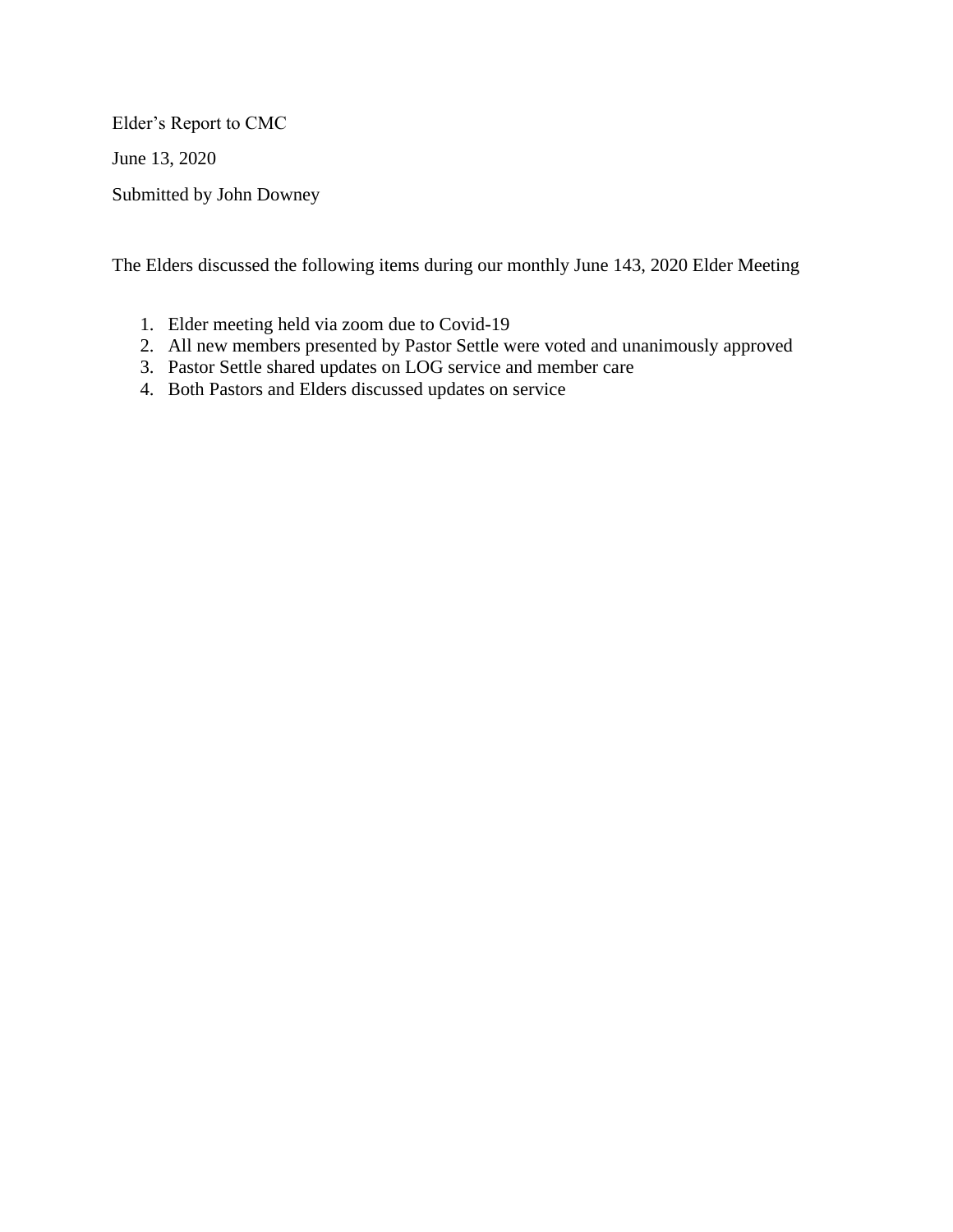Elder's Report to CMC

June 13, 2020

Submitted by John Downey

The Elders discussed the following items during our monthly June 143, 2020 Elder Meeting

1. Elder meeting held via zoom due to Covid-19
2. All new members presented by Pastor Settle were voted and unanimously approved
3. Pastor Settle shared updates on LOG service and member care
4. Both Pastors and Elders discussed updates on service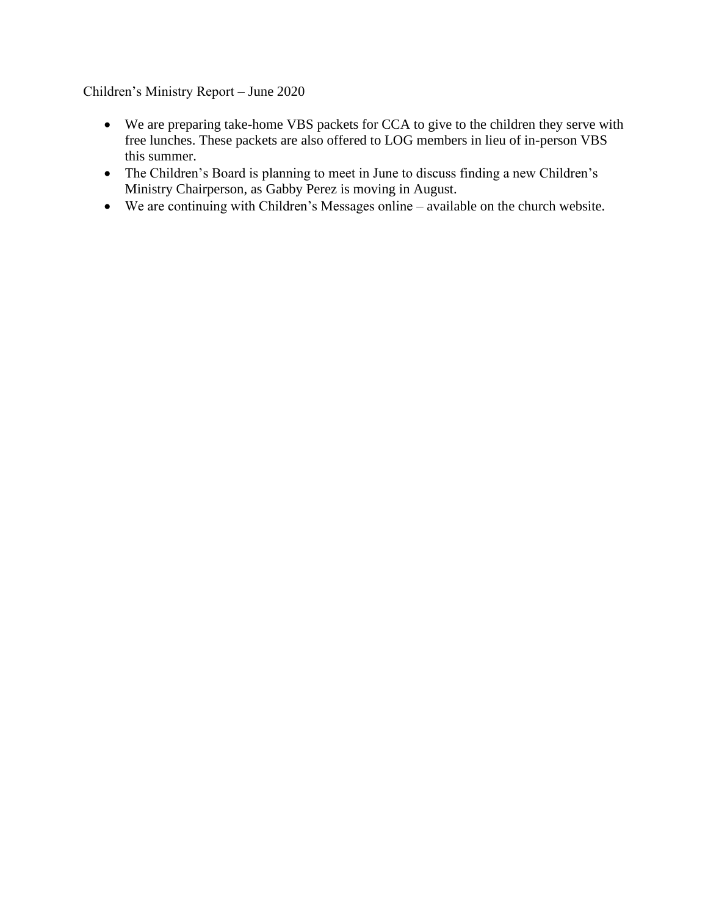Children’s Ministry Report – June 2020

- We are preparing take-home VBS packets for CCA to give to the children they serve with free lunches. These packets are also offered to LOG members in lieu of in-person VBS this summer.
- The Children’s Board is planning to meet in June to discuss finding a new Children’s Ministry Chairperson, as Gabby Perez is moving in August.
- We are continuing with Children’s Messages online – available on the church website.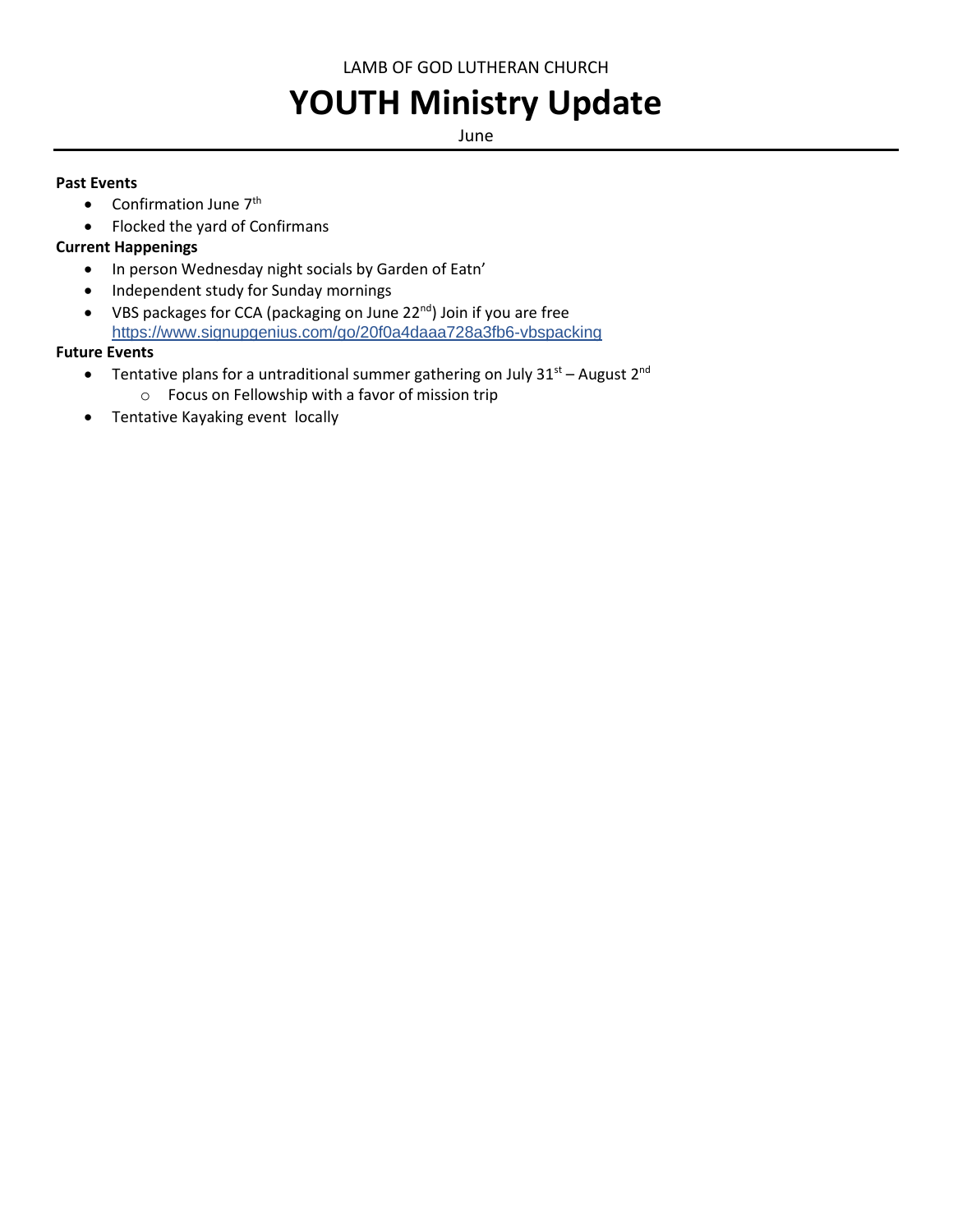LAMB OF GOD LUTHERAN CHURCH

# YOUTH Ministry Update

June

---

**Past Events**

- Confirmation June 7th
- Flocked the yard of Confirmans

**Current Happenings**

- In person Wednesday night socials by Garden of Eatn'
- Independent study for Sunday mornings
- VBS packages for CCA (packaging on June 22nd) Join if you are free
  https://www.signupgenius.com/go/20f0a4daaa728a3fb6-vbspacking

**Future Events**

- Tentative plans for a untraditional summer gathering on July 31st – August 2nd
  - Focus on Fellowship with a favor of mission trip
- Tentative Kayaking event locally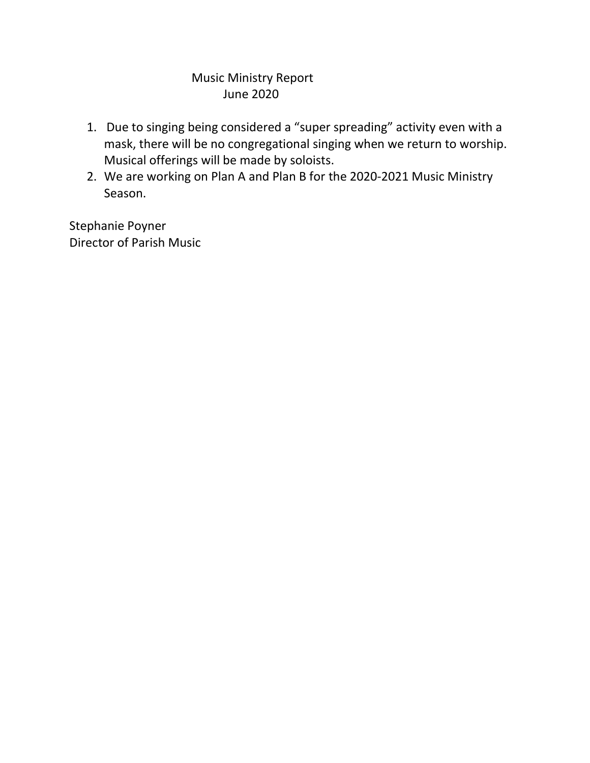# Music Ministry Report
## June 2020

1. Due to singing being considered a "super spreading" activity even with a mask, there will be no congregational singing when we return to worship. Musical offerings will be made by soloists.
2. We are working on Plan A and Plan B for the 2020-2021 Music Ministry Season.

Stephanie Poyner
Director of Parish Music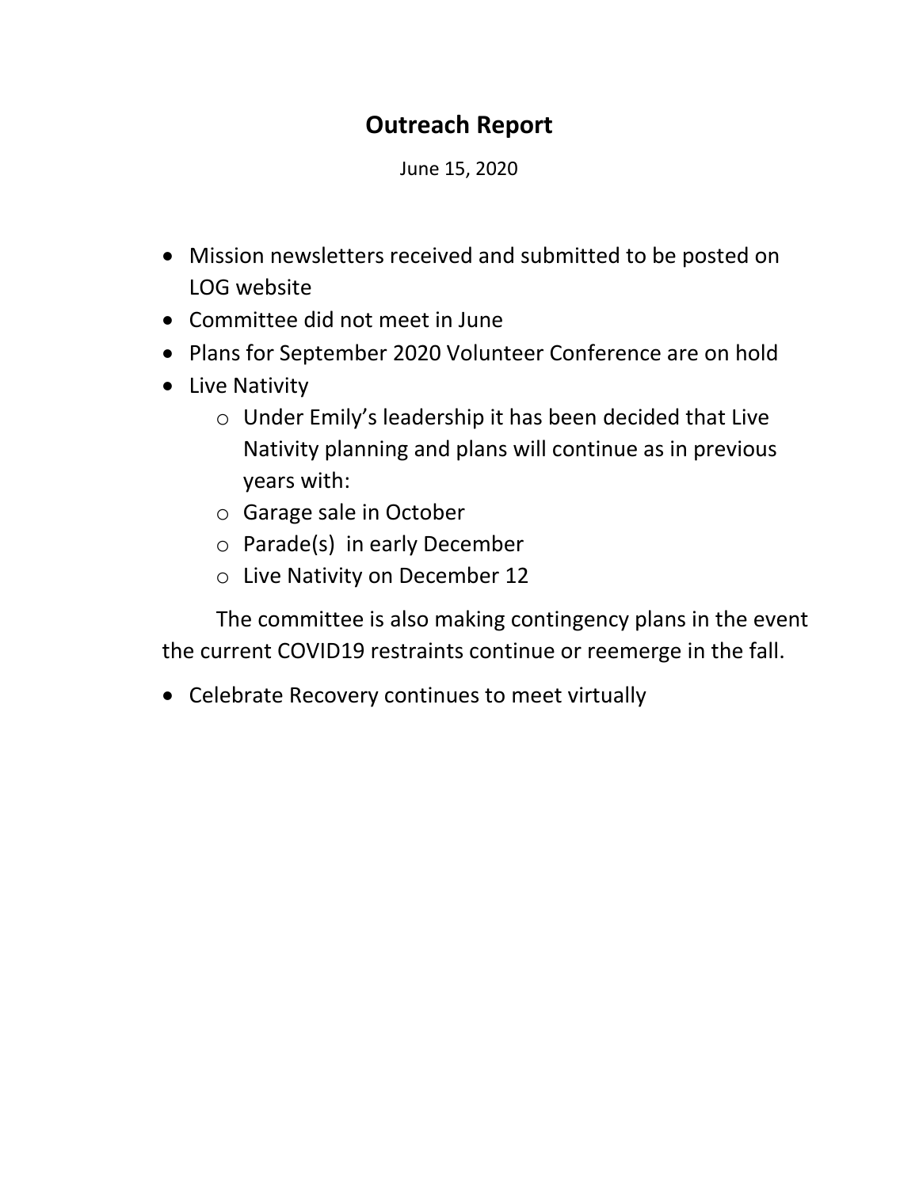# Outreach Report

June 15, 2020

- Mission newsletters received and submitted to be posted on LOG website
- Committee did not meet in June
- Plans for September 2020 Volunteer Conference are on hold
- Live Nativity
  - Under Emily's leadership it has been decided that Live Nativity planning and plans will continue as in previous years with:
  - Garage sale in October
  - Parade(s) in early December
  - Live Nativity on December 12

The committee is also making contingency plans in the event the current COVID19 restraints continue or reemerge in the fall.

- Celebrate Recovery continues to meet virtually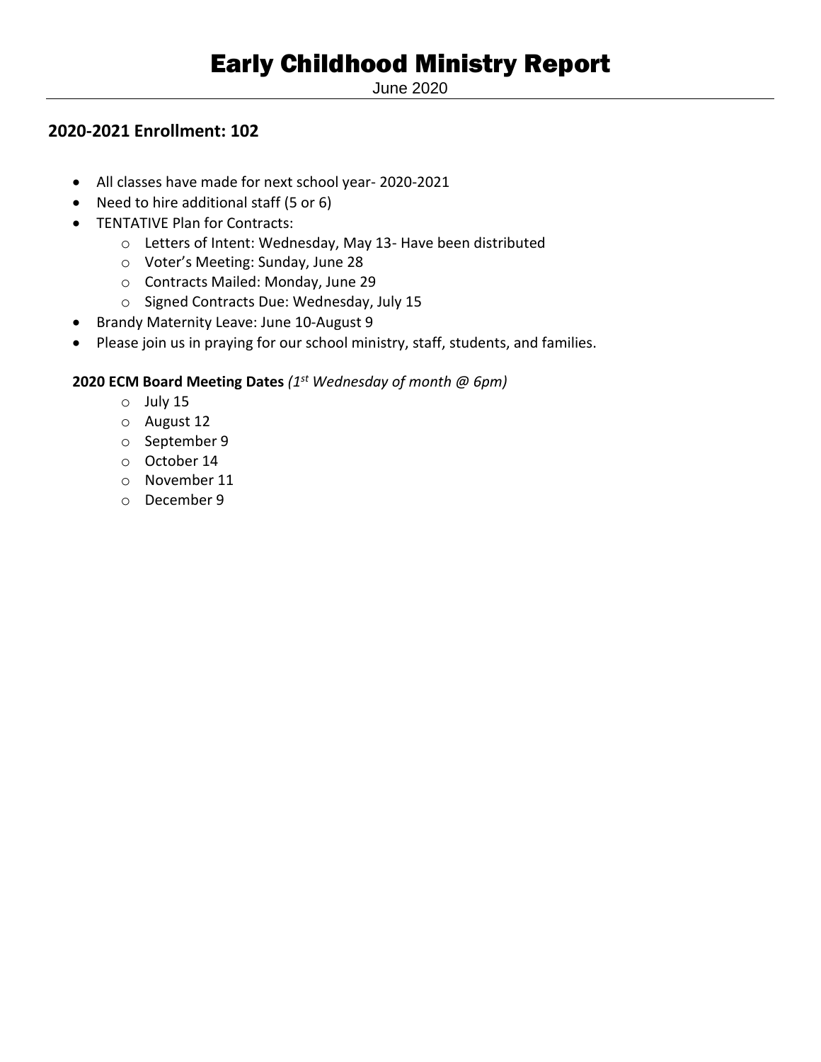# Early Childhood Ministry Report

June 2020

## 2020-2021 Enrollment: 102

- All classes have made for next school year- 2020-2021
- Need to hire additional staff (5 or 6)
- TENTATIVE Plan for Contracts:
  - Letters of Intent: Wednesday, May 13- Have been distributed
  - Voter's Meeting: Sunday, June 28
  - Contracts Mailed: Monday, June 29
  - Signed Contracts Due: Wednesday, July 15
- Brandy Maternity Leave: June 10-August 9
- Please join us in praying for our school ministry, staff, students, and families.

**2020 ECM Board Meeting Dates** *(1st Wednesday of month @ 6pm)*

- July 15
- August 12
- September 9
- October 14
- November 11
- December 9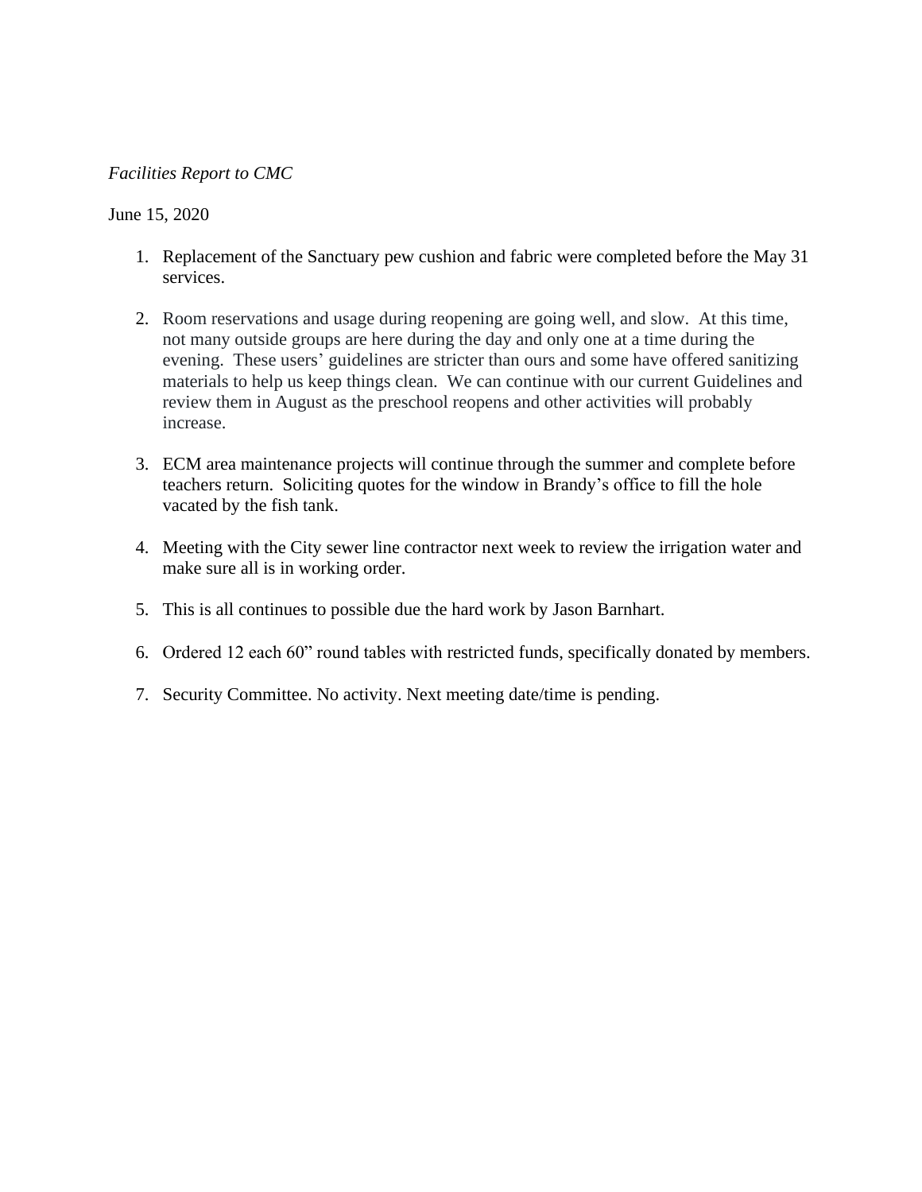*Facilities Report to CMC*

June 15, 2020

1. Replacement of the Sanctuary pew cushion and fabric were completed before the May 31 services.

2. Room reservations and usage during reopening are going well, and slow. At this time, not many outside groups are here during the day and only one at a time during the evening. These users' guidelines are stricter than ours and some have offered sanitizing materials to help us keep things clean. We can continue with our current Guidelines and review them in August as the preschool reopens and other activities will probably increase.

3. ECM area maintenance projects will continue through the summer and complete before teachers return. Soliciting quotes for the window in Brandy's office to fill the hole vacated by the fish tank.

4. Meeting with the City sewer line contractor next week to review the irrigation water and make sure all is in working order.

5. This is all continues to possible due the hard work by Jason Barnhart.

6. Ordered 12 each 60" round tables with restricted funds, specifically donated by members.

7. Security Committee. No activity. Next meeting date/time is pending.